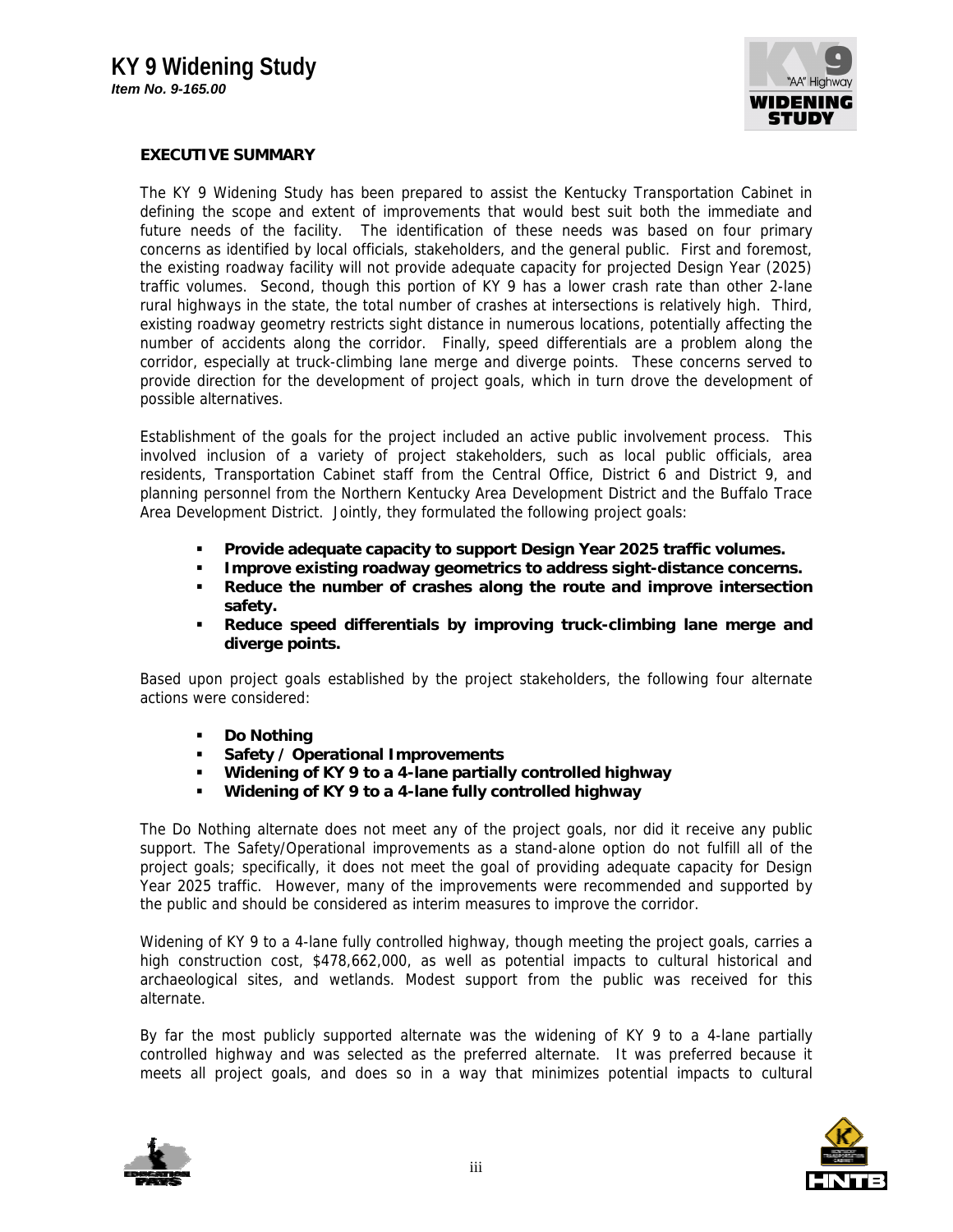## EXECUTIVE SUMMARY

The KY 9 Widening Study has been prepared to assist the Kentucky Transportation Cabinet in defining the scope and extent of improvements that would best suit both the immediate and future needs of the facility. The identification of these needs was based on four primary concerns as identified by local officials, stakeholders, and the general public. First and foremost, the existing roadway facility will not provide adequate capacity for projected Design Year (2025) traffic volumes. Second, though this portion of KY 9 has a lower crash rate than other 2-lane rural highways in the state, the total number of crashes at intersections is relatively high. Third, existing roadway geometry restricts sight distance in numerous locations, potentially affecting the number of accidents along the corridor. Finally, speed differentials are a problem along the corridor, especially at truck-climbing lane merge and diverge points. These concerns served to provide direction for the development of project goals, which in turn drove the development of possible alternatives.

Establishment of the goals for the project included an active public involvement process. This involved inclusion of a variety of project stakeholders, such as local public officials, area residents, Transportation Cabinet staff from the Central Office, District 6 and District 9, and planning personnel from the Northern Kentucky Area Development District and the Buffalo Trace Area Development District. Jointly, they formulated the following project goals:

- **Provide adequate capacity to support Design Year 2025 traffic volumes.**
- **Improve existing roadway geometrics to address sight-distance concerns.**
- **Reduce the number of crashes along the route and improve intersection safety.**
- **Reduce speed differentials by improving truck-climbing lane merge and diverge points.**

Based upon project goals established by the project stakeholders, the following four alternate actions were considered:

- **Do Nothing**
- **Safety / Operational Improvements**
- **Widening of KY 9 to a 4-lane partially controlled highway**
- **Widening of KY 9 to a 4-lane fully controlled highway**

The Do Nothing alternate does not meet any of the project goals, nor did it receive any public support. The Safety/Operational improvements as a stand-alone option do not fulfill all of the project goals; specifically, it does not meet the goal of providing adequate capacity for Design Year 2025 traffic. However, many of the improvements were recommended and supported by the public and should be considered as interim measures to improve the corridor.

Widening of KY 9 to a 4-lane fully controlled highway, though meeting the project goals, carries a high construction cost, $478,662,000, as well as potential impacts to cultural historical and archaeological sites, and wetlands. Modest support from the public was received for this alternate.

By far the most publicly supported alternate was the widening of KY 9 to a 4-lane partially controlled highway and was selected as the preferred alternate. It was preferred because it meets all project goals, and does so in a way that minimizes potential impacts to cultural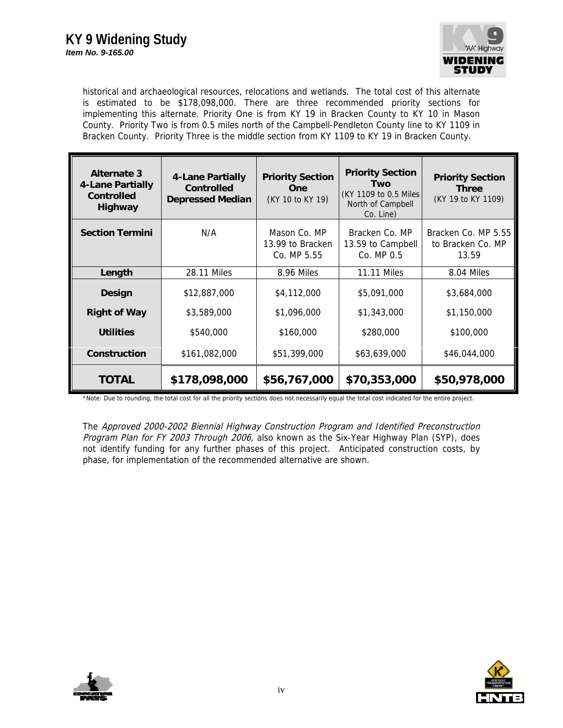historical and archaeological resources, relocations and wetlands. The total cost of this alternate is estimated to be $178,098,000. There are three recommended priority sections for implementing this alternate. Priority One is from KY 19 in Bracken County to KY 10 in Mason County. Priority Two is from 0.5 miles north of the Campbell-Pendleton County line to KY 1109 in Bracken County. Priority Three is the middle section from KY 1109 to KY 19 in Bracken County.

| **Alternate 3 4-Lane Partially Controlled Highway** | **4-Lane Partially Controlled Depressed Median** | **Priority Section One** (KY 10 to KY 19) | **Priority Section Two** (KY 1109 to 0.5 Miles North of Campbell Co. Line) | **Priority Section Three** (KY 19 to KY 1109) |
|---|---|---|---|---|
| **Section Termini** | N/A | Mason Co. MP 13.99 to Bracken Co. MP 5.55 | Bracken Co. MP 13.59 to Campbell Co. MP 0.5 | Bracken Co. MP 5.55 to Bracken Co. MP 13.59 |
| **Length** | 28.11 Miles | 8.96 Miles | 11.11 Miles | 8.04 Miles |
| **Design** | $12,887,000 | $4,112,000 | $5,091,000 | $3,684,000 |
| **Right of Way** | $3,589,000 | $1,096,000 | $1,343,000 | $1,150,000 |
| **Utilities** | $540,000 | $160,000 | $280,000 | $100,000 |
| **Construction** | $161,082,000 | $51,399,000 | $63,639,000 | $46,044,000 |
| **TOTAL** | **$178,098,000** | **$56,767,000** | **$70,353,000** | **$50,978,000** |

*Note: Due to rounding, the total cost for all the priority sections does not necessarily equal the total cost indicated for the entire project.

The *Approved 2000-2002 Biennial Highway Construction Program and Identified Preconstruction Program Plan for FY 2003 Through 2006,* also known as the Six-Year Highway Plan (SYP), does not identify funding for any further phases of this project. Anticipated construction costs, by phase, for implementation of the recommended alternative are shown.